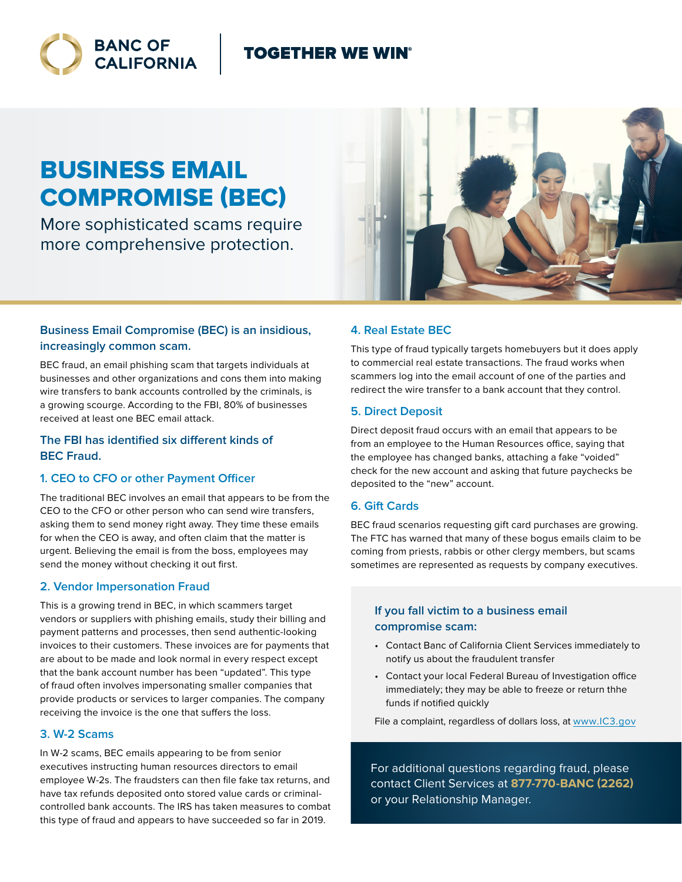BANC OF CALIFORNIA | TOGETHER WE WIN®

# BUSINESS EMAIL COMPROMISE (BEC)

More sophisticated scams require more comprehensive protection.

## Business Email Compromise (BEC) is an insidious, increasingly common scam.

BEC fraud, an email phishing scam that targets individuals at businesses and other organizations and cons them into making wire transfers to bank accounts controlled by the criminals, is a growing scourge. According to the FBI, 80% of businesses received at least one BEC email attack.

## The FBI has identified six different kinds of BEC Fraud.

### 1. CEO to CFO or other Payment Officer

The traditional BEC involves an email that appears to be from the CEO to the CFO or other person who can send wire transfers, asking them to send money right away. They time these emails for when the CEO is away, and often claim that the matter is urgent. Believing the email is from the boss, employees may send the money without checking it out first.

### 2. Vendor Impersonation Fraud

This is a growing trend in BEC, in which scammers target vendors or suppliers with phishing emails, study their billing and payment patterns and processes, then send authentic-looking invoices to their customers. These invoices are for payments that are about to be made and look normal in every respect except that the bank account number has been "updated". This type of fraud often involves impersonating smaller companies that provide products or services to larger companies. The company receiving the invoice is the one that suffers the loss.

### 3. W-2 Scams

In W-2 scams, BEC emails appearing to be from senior executives instructing human resources directors to email employee W-2s. The fraudsters can then file fake tax returns, and have tax refunds deposited onto stored value cards or criminal-controlled bank accounts. The IRS has taken measures to combat this type of fraud and appears to have succeeded so far in 2019.

### 4. Real Estate BEC

This type of fraud typically targets homebuyers but it does apply to commercial real estate transactions. The fraud works when scammers log into the email account of one of the parties and redirect the wire transfer to a bank account that they control.

### 5. Direct Deposit

Direct deposit fraud occurs with an email that appears to be from an employee to the Human Resources office, saying that the employee has changed banks, attaching a fake "voided" check for the new account and asking that future paychecks be deposited to the "new" account.

### 6. Gift Cards

BEC fraud scenarios requesting gift card purchases are growing. The FTC has warned that many of these bogus emails claim to be coming from priests, rabbis or other clergy members, but scams sometimes are represented as requests by company executives.

## If you fall victim to a business email compromise scam:

- Contact Banc of California Client Services immediately to notify us about the fraudulent transfer
- Contact your local Federal Bureau of Investigation office immediately; they may be able to freeze or return thhe funds if notified quickly

File a complaint, regardless of dollars loss, at www.IC3.gov

For additional questions regarding fraud, please contact Client Services at **877-770-BANC (2262)** or your Relationship Manager.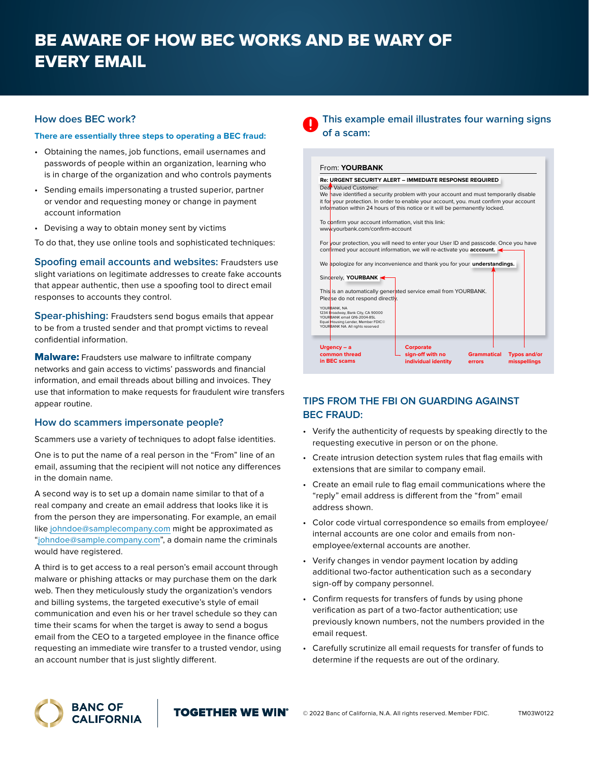# BE AWARE OF HOW BEC WORKS AND BE WARY OF EVERY EMAIL

## How does BEC work?

### There are essentially three steps to operating a BEC fraud:

- Obtaining the names, job functions, email usernames and passwords of people within an organization, learning who is in charge of the organization and who controls payments
- Sending emails impersonating a trusted superior, partner or vendor and requesting money or change in payment account information
- Devising a way to obtain money sent by victims

To do that, they use online tools and sophisticated techniques:

**Spoofing email accounts and websites:** Fraudsters use slight variations on legitimate addresses to create fake accounts that appear authentic, then use a spoofing tool to direct email responses to accounts they control.

**Spear-phishing:** Fraudsters send bogus emails that appear to be from a trusted sender and that prompt victims to reveal confidential information.

**Malware:** Fraudsters use malware to infiltrate company networks and gain access to victims' passwords and financial information, and email threads about billing and invoices. They use that information to make requests for fraudulent wire transfers appear routine.

## How do scammers impersonate people?

Scammers use a variety of techniques to adopt false identities.

One is to put the name of a real person in the "From" line of an email, assuming that the recipient will not notice any differences in the domain name.

A second way is to set up a domain name similar to that of a real company and create an email address that looks like it is from the person they are impersonating. For example, an email like johndoe@samplecompany.com might be approximated as "johndoe@sample.company.com", a domain name the criminals would have registered.

A third is to get access to a real person's email account through malware or phishing attacks or may purchase them on the dark web. Then they meticulously study the organization's vendors and billing systems, the targeted executive's style of email communication and even his or her travel schedule so they can time their scams for when the target is away to send a bogus email from the CEO to a targeted employee in the finance office requesting an immediate wire transfer to a trusted vendor, using an account number that is just slightly different.

## This example email illustrates four warning signs of a scam:

From: **YOURBANK**

**Re: URGENT SECURITY ALERT – IMMEDIATE RESPONSE REQUIRED**

Dear Valued Customer:

We have identified a security problem with your account and must temporarily disable it for your protection. In order to enable your account, you. must confirm your account information within 24 hours of this notice or it will be permanently locked.

To confirm your account information, visit this link:
www.yourbank.com/confirm-account

For your protection, you will need to enter your User ID and passcode. Once you have confirmed your account information, we will re-activate you **acccount.**

We apologize for any inconvenience and thank you for your **understandings.**

Sincerely, **YOURBANK**

This is an automatically generated service email from YOURBANK. Please do not respond directly.

YOURBANK, NA
1234 Broadway, Bank City, CA 90000
YOURBANK email Q16-2004-85L
Equal Housing Lender, Member FDIC©
YOURBANK NA. All rights reserved

Urgency – a common thread in BEC scams

Corporate sign-off with no individual identity

Grammatical errors

Typos and/or misspellings

## TIPS FROM THE FBI ON GUARDING AGAINST BEC FRAUD:

- Verify the authenticity of requests by speaking directly to the requesting executive in person or on the phone.
- Create intrusion detection system rules that flag emails with extensions that are similar to company email.
- Create an email rule to flag email communications where the "reply" email address is different from the "from" email address shown.
- Color code virtual correspondence so emails from employee/internal accounts are one color and emails from non-employee/external accounts are another.
- Verify changes in vendor payment location by adding additional two-factor authentication such as a secondary sign-off by company personnel.
- Confirm requests for transfers of funds by using phone verification as part of a two-factor authentication; use previously known numbers, not the numbers provided in the email request.
- Carefully scrutinize all email requests for transfer of funds to determine if the requests are out of the ordinary.

BANC OF CALIFORNIA | TOGETHER WE WIN®

© 2022 Banc of California, N.A. All rights reserved. Member FDIC. TM03W0122